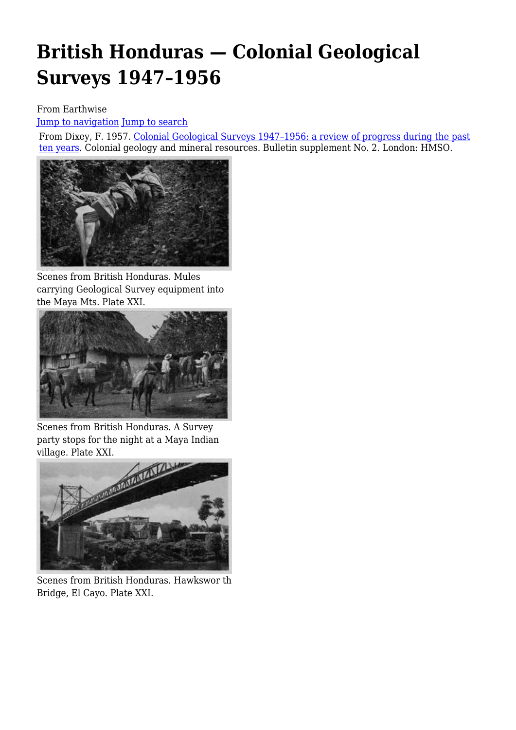# British Honduras — Colonial Geological Surveys 1947–1956

From Earthwise

Jump to navigation Jump to search

From Dixey, F. 1957. Colonial Geological Surveys 1947–1956: a review of progress during the past ten years. Colonial geology and mineral resources. Bulletin supplement No. 2. London: HMSO.

Scenes from British Honduras. Mules carrying Geological Survey equipment into the Maya Mts. Plate XXI.

Scenes from British Honduras. A Survey party stops for the night at a Maya Indian village. Plate XXI.

Scenes from British Honduras. Hawkswor th Bridge, El Cayo. Plate XXI.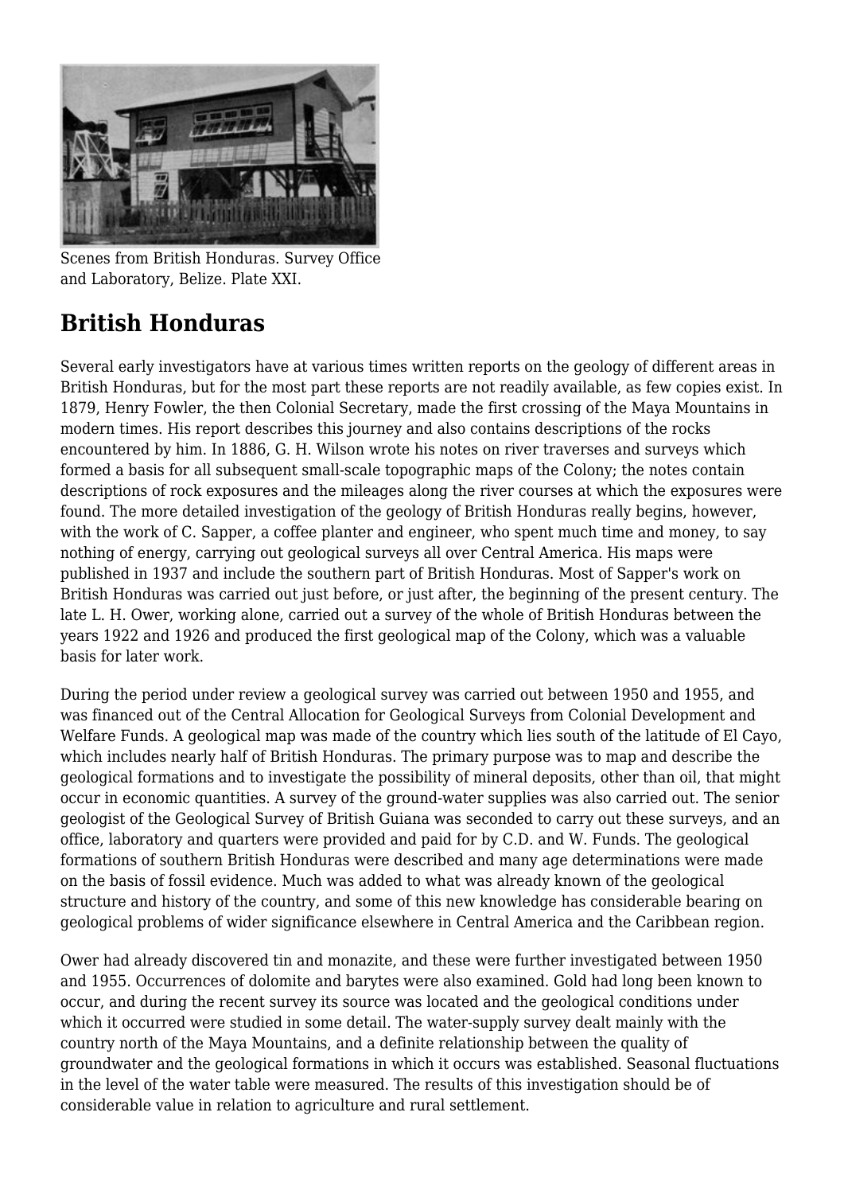Scenes from British Honduras. Survey Office and Laboratory, Belize. Plate XXI.

## British Honduras

Several early investigators have at various times written reports on the geology of different areas in British Honduras, but for the most part these reports are not readily available, as few copies exist. In 1879, Henry Fowler, the then Colonial Secretary, made the first crossing of the Maya Mountains in modern times. His report describes this journey and also contains descriptions of the rocks encountered by him. In 1886, G. H. Wilson wrote his notes on river traverses and surveys which formed a basis for all subsequent small-scale topographic maps of the Colony; the notes contain descriptions of rock exposures and the mileages along the river courses at which the exposures were found. The more detailed investigation of the geology of British Honduras really begins, however, with the work of C. Sapper, a coffee planter and engineer, who spent much time and money, to say nothing of energy, carrying out geological surveys all over Central America. His maps were published in 1937 and include the southern part of British Honduras. Most of Sapper's work on British Honduras was carried out just before, or just after, the beginning of the present century. The late L. H. Ower, working alone, carried out a survey of the whole of British Honduras between the years 1922 and 1926 and produced the first geological map of the Colony, which was a valuable basis for later work.

During the period under review a geological survey was carried out between 1950 and 1955, and was financed out of the Central Allocation for Geological Surveys from Colonial Development and Welfare Funds. A geological map was made of the country which lies south of the latitude of El Cayo, which includes nearly half of British Honduras. The primary purpose was to map and describe the geological formations and to investigate the possibility of mineral deposits, other than oil, that might occur in economic quantities. A survey of the ground-water supplies was also carried out. The senior geologist of the Geological Survey of British Guiana was seconded to carry out these surveys, and an office, laboratory and quarters were provided and paid for by C.D. and W. Funds. The geological formations of southern British Honduras were described and many age determinations were made on the basis of fossil evidence. Much was added to what was already known of the geological structure and history of the country, and some of this new knowledge has considerable bearing on geological problems of wider significance elsewhere in Central America and the Caribbean region.

Ower had already discovered tin and monazite, and these were further investigated between 1950 and 1955. Occurrences of dolomite and barytes were also examined. Gold had long been known to occur, and during the recent survey its source was located and the geological conditions under which it occurred were studied in some detail. The water-supply survey dealt mainly with the country north of the Maya Mountains, and a definite relationship between the quality of groundwater and the geological formations in which it occurs was established. Seasonal fluctuations in the level of the water table were measured. The results of this investigation should be of considerable value in relation to agriculture and rural settlement.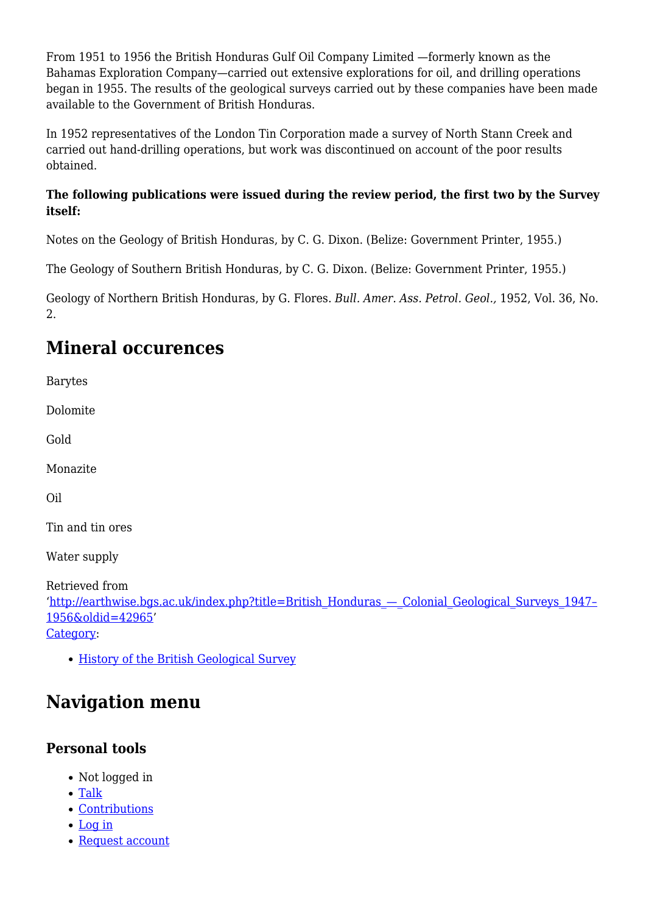From 1951 to 1956 the British Honduras Gulf Oil Company Limited —formerly known as the Bahamas Exploration Company—carried out extensive explorations for oil, and drilling operations began in 1955. The results of the geological surveys carried out by these companies have been made available to the Government of British Honduras.

In 1952 representatives of the London Tin Corporation made a survey of North Stann Creek and carried out hand-drilling operations, but work was discontinued on account of the poor results obtained.

**The following publications were issued during the review period, the first two by the Survey itself:**

Notes on the Geology of British Honduras, by C. G. Dixon. (Belize: Government Printer, 1955.)

The Geology of Southern British Honduras, by C. G. Dixon. (Belize: Government Printer, 1955.)

Geology of Northern British Honduras, by G. Flores. *Bull. Amer. Ass. Petrol. Geol.,* 1952, Vol. 36, No. 2.

## Mineral occurences

Barytes

Dolomite

Gold

Monazite

Oil

Tin and tin ores

Water supply

Retrieved from ‘http://earthwise.bgs.ac.uk/index.php?title=British_Honduras_—_Colonial_Geological_Surveys_1947–1956&oldid=42965’
Category:

- History of the British Geological Survey

## Navigation menu

### Personal tools

- Not logged in
- Talk
- Contributions
- Log in
- Request account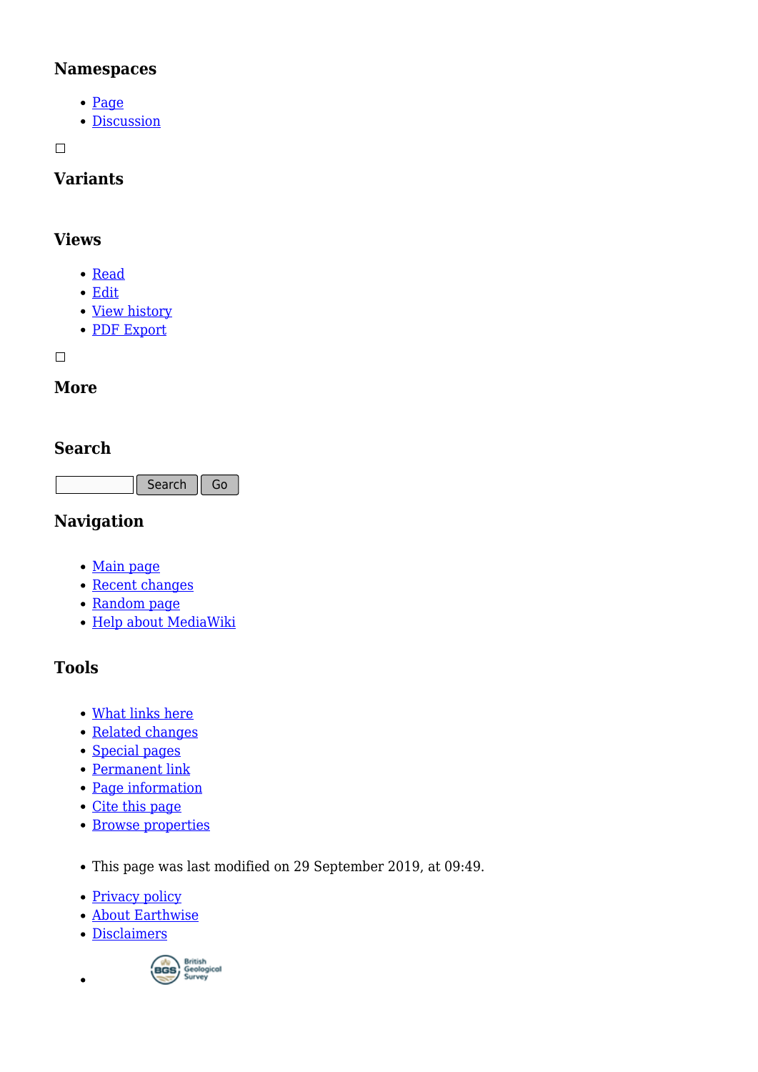### Namespaces

- Page
- Discussion

☐

### Variants

### Views

- Read
- Edit
- View history
- PDF Export

☐

### More

### Search

Search Go

### Navigation

- Main page
- Recent changes
- Random page
- Help about MediaWiki

### Tools

- What links here
- Related changes
- Special pages
- Permanent link
- Page information
- Cite this page
- Browse properties

- This page was last modified on 29 September 2019, at 09:49.

- Privacy policy
- About Earthwise
- Disclaimers
-